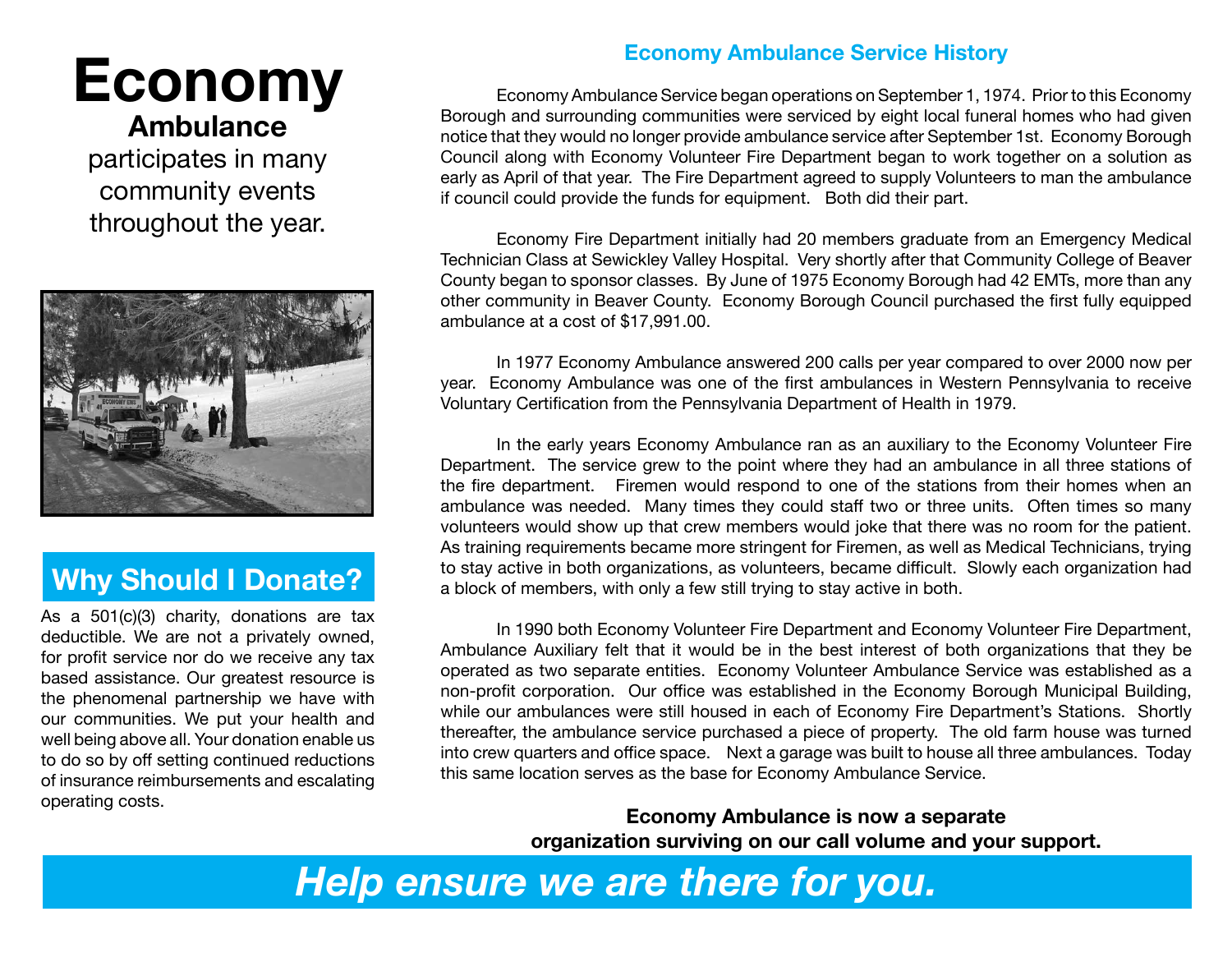# Economy

## Ambulance

participates in many community events throughout the year.

## Why Should I Donate?

As a 501(c)(3) charity, donations are tax deductible. We are not a privately owned, for profit service nor do we receive any tax based assistance. Our greatest resource is the phenomenal partnership we have with our communities. We put your health and well being above all. Your donation enable us to do so by off setting continued reductions of insurance reimbursements and escalating operating costs.

## Economy Ambulance Service History

Economy Ambulance Service began operations on September 1, 1974. Prior to this Economy Borough and surrounding communities were serviced by eight local funeral homes who had given notice that they would no longer provide ambulance service after September 1st. Economy Borough Council along with Economy Volunteer Fire Department began to work together on a solution as early as April of that year. The Fire Department agreed to supply Volunteers to man the ambulance if council could provide the funds for equipment. Both did their part.

Economy Fire Department initially had 20 members graduate from an Emergency Medical Technician Class at Sewickley Valley Hospital. Very shortly after that Community College of Beaver County began to sponsor classes. By June of 1975 Economy Borough had 42 EMTs, more than any other community in Beaver County. Economy Borough Council purchased the first fully equipped ambulance at a cost of $17,991.00.

In 1977 Economy Ambulance answered 200 calls per year compared to over 2000 now per year. Economy Ambulance was one of the first ambulances in Western Pennsylvania to receive Voluntary Certification from the Pennsylvania Department of Health in 1979.

In the early years Economy Ambulance ran as an auxiliary to the Economy Volunteer Fire Department. The service grew to the point where they had an ambulance in all three stations of the fire department. Firemen would respond to one of the stations from their homes when an ambulance was needed. Many times they could staff two or three units. Often times so many volunteers would show up that crew members would joke that there was no room for the patient. As training requirements became more stringent for Firemen, as well as Medical Technicians, trying to stay active in both organizations, as volunteers, became difficult. Slowly each organization had a block of members, with only a few still trying to stay active in both.

In 1990 both Economy Volunteer Fire Department and Economy Volunteer Fire Department, Ambulance Auxiliary felt that it would be in the best interest of both organizations that they be operated as two separate entities. Economy Volunteer Ambulance Service was established as a non-profit corporation. Our office was established in the Economy Borough Municipal Building, while our ambulances were still housed in each of Economy Fire Department's Stations. Shortly thereafter, the ambulance service purchased a piece of property. The old farm house was turned into crew quarters and office space. Next a garage was built to house all three ambulances. Today this same location serves as the base for Economy Ambulance Service.

**Economy Ambulance is now a separate organization surviving on our call volume and your support.**

***Help ensure we are there for you.***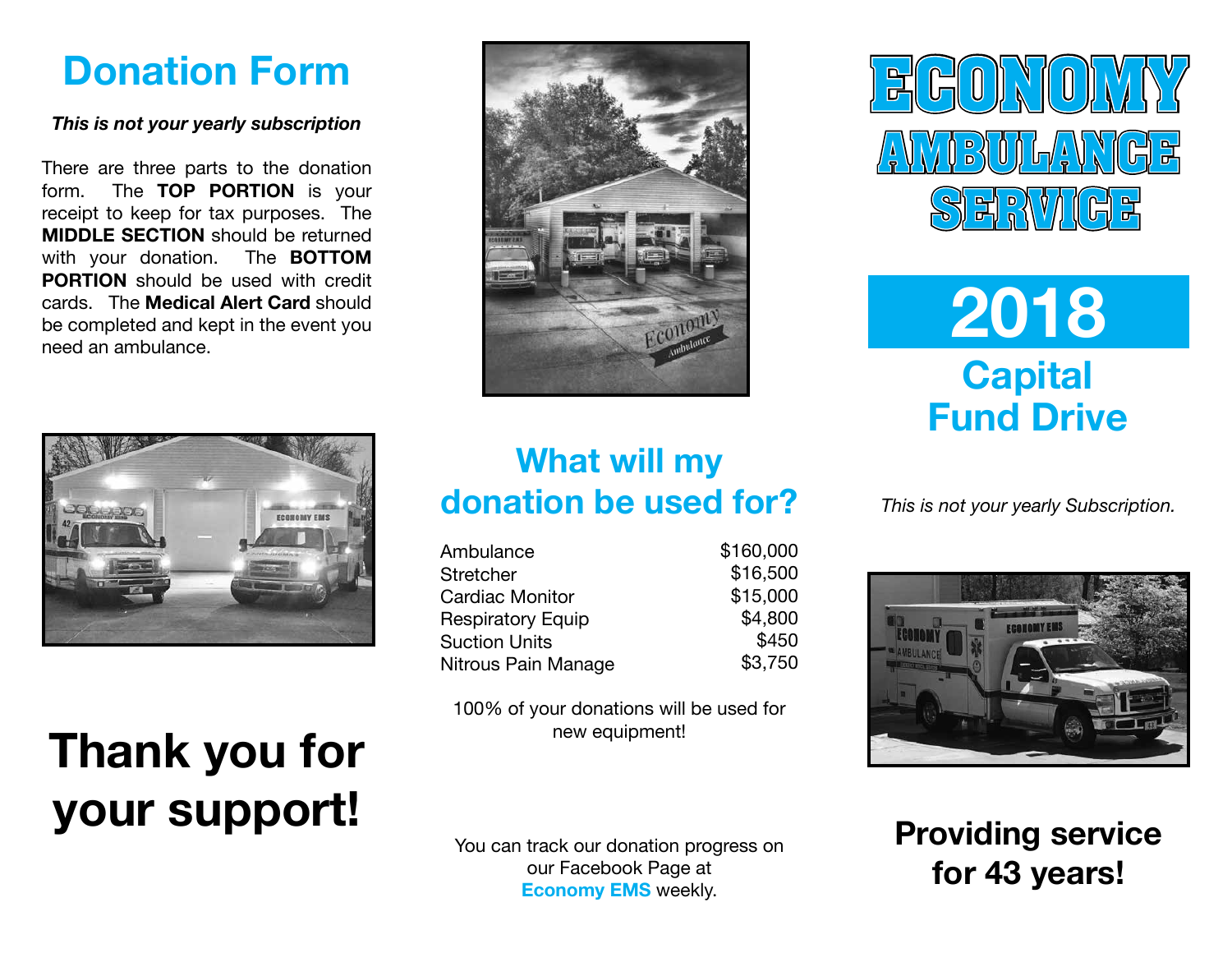# Donation Form

***This is not your yearly subscription***

There are three parts to the donation form. The **TOP PORTION** is your receipt to keep for tax purposes. The **MIDDLE SECTION** should be returned with your donation. The **BOTTOM PORTION** should be used with credit cards. The **Medical Alert Card** should be completed and kept in the event you need an ambulance.

# Thank you for your support!

## What will my donation be used for?

| | |
|---|---|
| Ambulance | $160,000 |
| Stretcher | $16,500 |
| Cardiac Monitor | $15,000 |
| Respiratory Equip | $4,800 |
| Suction Units | $450 |
| Nitrous Pain Manage | $3,750 |

100% of your donations will be used for new equipment!

You can track our donation progress on our Facebook Page at **Economy EMS** weekly.

# ECONOMY AMBULANCE SERVICE

# 2018

## Capital Fund Drive

*This is not your yearly Subscription.*

## Providing service for 43 years!